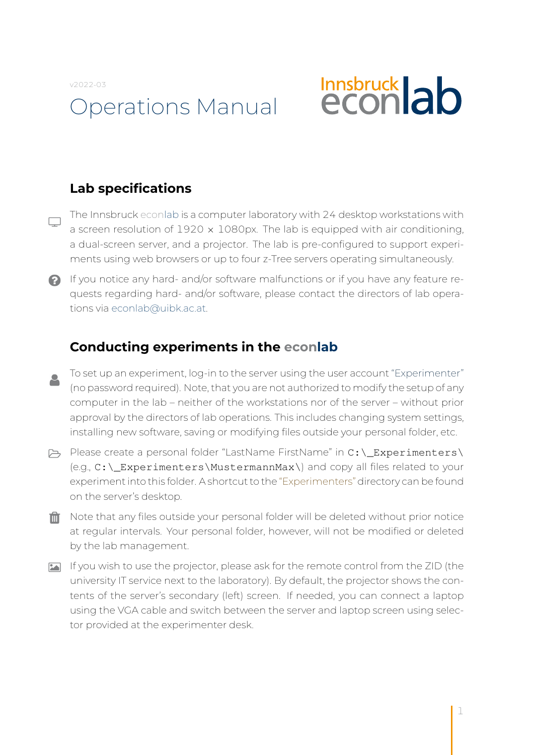v2022-03

# Operations Manual

Innsbruck econlab

## Lab specifications

The Innsbruck econlab is a computer laboratory with 24 desktop workstations with a screen resolution of 1920 × 1080px. The lab is equipped with air conditioning, a dual-screen server, and a projector. The lab is pre-configured to support experiments using web browsers or up to four z-Tree servers operating simultaneously.

If you notice any hard- and/or software malfunctions or if you have any feature requests regarding hard- and/or software, please contact the directors of lab operations via econlab@uibk.ac.at.

## Conducting experiments in the econlab

To set up an experiment, log-in to the server using the user account "Experimenter" (no password required). Note, that you are not authorized to modify the setup of any computer in the lab – neither of the workstations nor of the server – without prior approval by the directors of lab operations. This includes changing system settings, installing new software, saving or modifying files outside your personal folder, etc.

Please create a personal folder "LastName FirstName" in `C:\_Experimenters\` (e.g., `C:\_Experimenters\MustermannMax\`) and copy all files related to your experiment into this folder. A shortcut to the "Experimenters" directory can be found on the server's desktop.

Note that any files outside your personal folder will be deleted without prior notice at regular intervals. Your personal folder, however, will not be modified or deleted by the lab management.

If you wish to use the projector, please ask for the remote control from the ZID (the university IT service next to the laboratory). By default, the projector shows the contents of the server's secondary (left) screen. If needed, you can connect a laptop using the VGA cable and switch between the server and laptop screen using selector provided at the experimenter desk.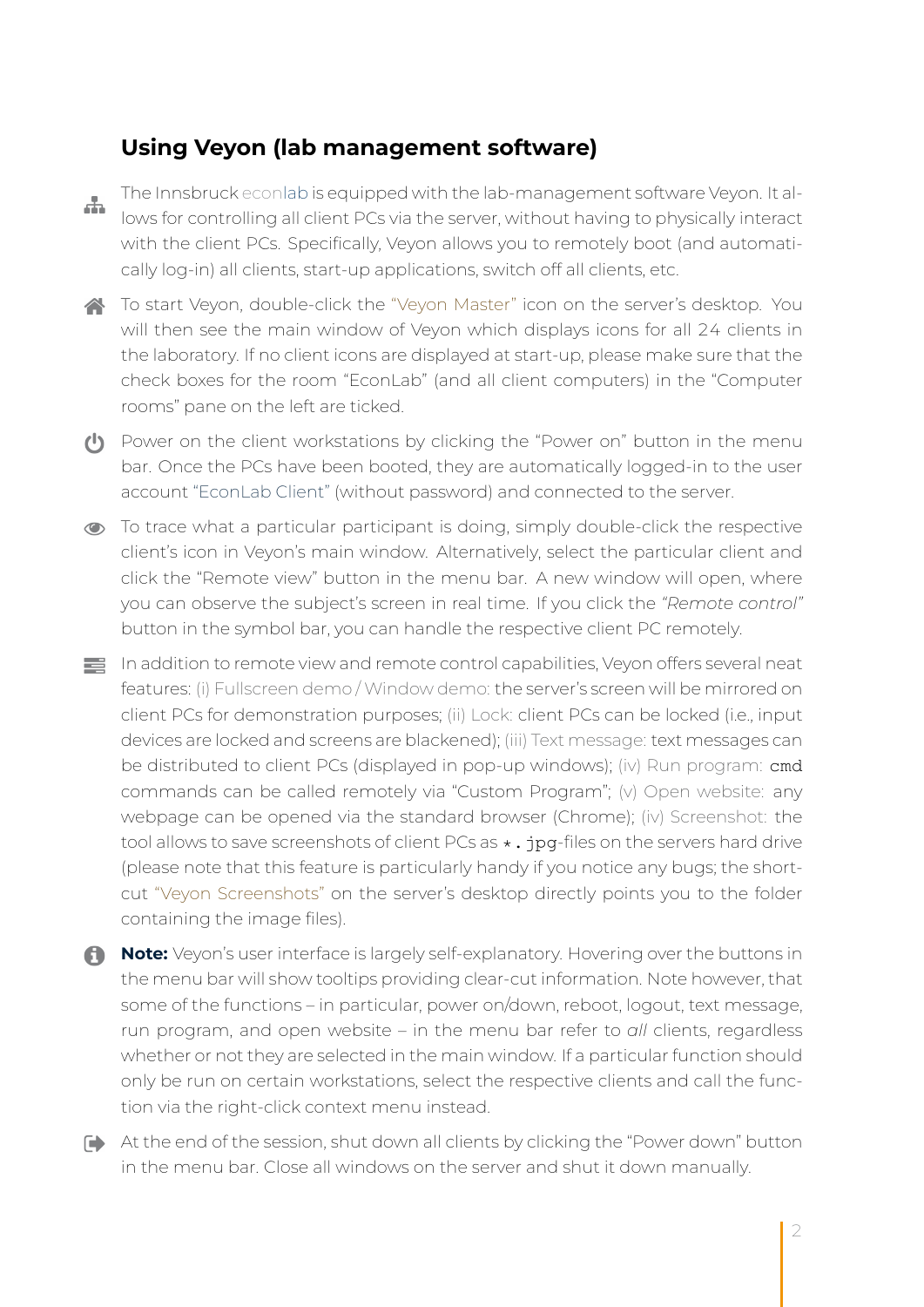## Using Veyon (lab management software)

The Innsbruck econlab is equipped with the lab-management software Veyon. It allows for controlling all client PCs via the server, without having to physically interact with the client PCs. Specifically, Veyon allows you to remotely boot (and automatically log-in) all clients, start-up applications, switch off all clients, etc.

To start Veyon, double-click the "Veyon Master" icon on the server's desktop. You will then see the main window of Veyon which displays icons for all 24 clients in the laboratory. If no client icons are displayed at start-up, please make sure that the check boxes for the room "EconLab" (and all client computers) in the "Computer rooms" pane on the left are ticked.

Power on the client workstations by clicking the "Power on" button in the menu bar. Once the PCs have been booted, they are automatically logged-in to the user account "EconLab Client" (without password) and connected to the server.

To trace what a particular participant is doing, simply double-click the respective client's icon in Veyon's main window. Alternatively, select the particular client and click the "Remote view" button in the menu bar. A new window will open, where you can observe the subject's screen in real time. If you click the *"Remote control"* button in the symbol bar, you can handle the respective client PC remotely.

In addition to remote view and remote control capabilities, Veyon offers several neat features: (i) Fullscreen demo / Window demo: the server's screen will be mirrored on client PCs for demonstration purposes; (ii) Lock: client PCs can be locked (i.e., input devices are locked and screens are blackened); (iii) Text message: text messages can be distributed to client PCs (displayed in pop-up windows); (iv) Run program: `cmd` commands can be called remotely via "Custom Program"; (v) Open website: any webpage can be opened via the standard browser (Chrome); (iv) Screenshot: the tool allows to save screenshots of client PCs as `*.jpg`-files on the servers hard drive (please note that this feature is particularly handy if you notice any bugs; the shortcut "Veyon Screenshots" on the server's desktop directly points you to the folder containing the image files).

**Note:** Veyon's user interface is largely self-explanatory. Hovering over the buttons in the menu bar will show tooltips providing clear-cut information. Note however, that some of the functions – in particular, power on/down, reboot, logout, text message, run program, and open website – in the menu bar refer to *all* clients, regardless whether or not they are selected in the main window. If a particular function should only be run on certain workstations, select the respective clients and call the function via the right-click context menu instead.

At the end of the session, shut down all clients by clicking the "Power down" button in the menu bar. Close all windows on the server and shut it down manually.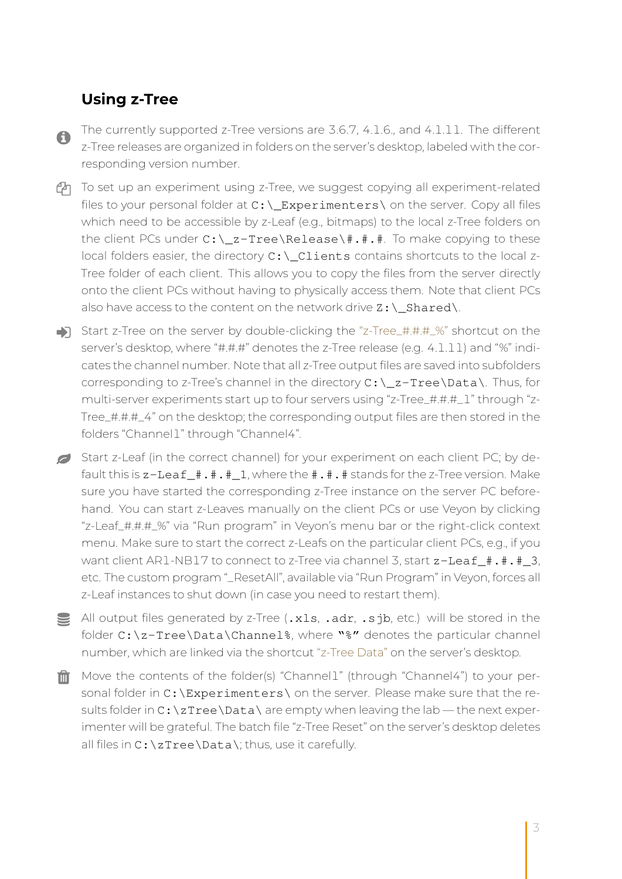## Using z-Tree

The currently supported z-Tree versions are 3.6.7, 4.1.6., and 4.1.11. The different z-Tree releases are organized in folders on the server's desktop, labeled with the corresponding version number.

To set up an experiment using z-Tree, we suggest copying all experiment-related files to your personal folder at `C:\_Experimenters\` on the server. Copy all files which need to be accessible by z-Leaf (e.g., bitmaps) to the local z-Tree folders on the client PCs under `C:\_z-Tree\Release\#.#.#`. To make copying to these local folders easier, the directory `C:\_Clients` contains shortcuts to the local z-Tree folder of each client. This allows you to copy the files from the server directly onto the client PCs without having to physically access them. Note that client PCs also have access to the content on the network drive `Z:\_Shared\`.

Start z-Tree on the server by double-clicking the "z-Tree_#.#.#_%" shortcut on the server's desktop, where "#.#.#" denotes the z-Tree release (e.g. 4.1.11) and "%" indicates the channel number. Note that all z-Tree output files are saved into subfolders corresponding to z-Tree's channel in the directory `C:\_z-Tree\Data\`. Thus, for multi-server experiments start up to four servers using "z-Tree_#.#.#_1" through "z-Tree_#.#.#_4" on the desktop; the corresponding output files are then stored in the folders "Channel1" through "Channel4".

Start z-Leaf (in the correct channel) for your experiment on each client PC; by default this is `z-Leaf_#.#.#_1`, where the `#.#.#` stands for the z-Tree version. Make sure you have started the corresponding z-Tree instance on the server PC beforehand. You can start z-Leaves manually on the client PCs or use Veyon by clicking "z-Leaf_#.#.#_%" via "Run program" in Veyon's menu bar or the right-click context menu. Make sure to start the correct z-Leafs on the particular client PCs, e.g., if you want client AR1-NB17 to connect to z-Tree via channel 3, start `z-Leaf_#.#.#_3`, etc. The custom program "_ResetAll", available via "Run Program" in Veyon, forces all z-Leaf instances to shut down (in case you need to restart them).

All output files generated by z-Tree (`.xls`, `.adr`, `.sjb`, etc.) will be stored in the folder `C:\z-Tree\Data\Channel%`, where "%" denotes the particular channel number, which are linked via the shortcut "z-Tree Data" on the server's desktop.

Move the contents of the folder(s) "Channel1" (through "Channel4") to your personal folder in `C:\Experimenters\` on the server. Please make sure that the results folder in `C:\zTree\Data\` are empty when leaving the lab — the next experimenter will be grateful. The batch file "z-Tree Reset" on the server's desktop deletes all files in `C:\zTree\Data\`; thus, use it carefully.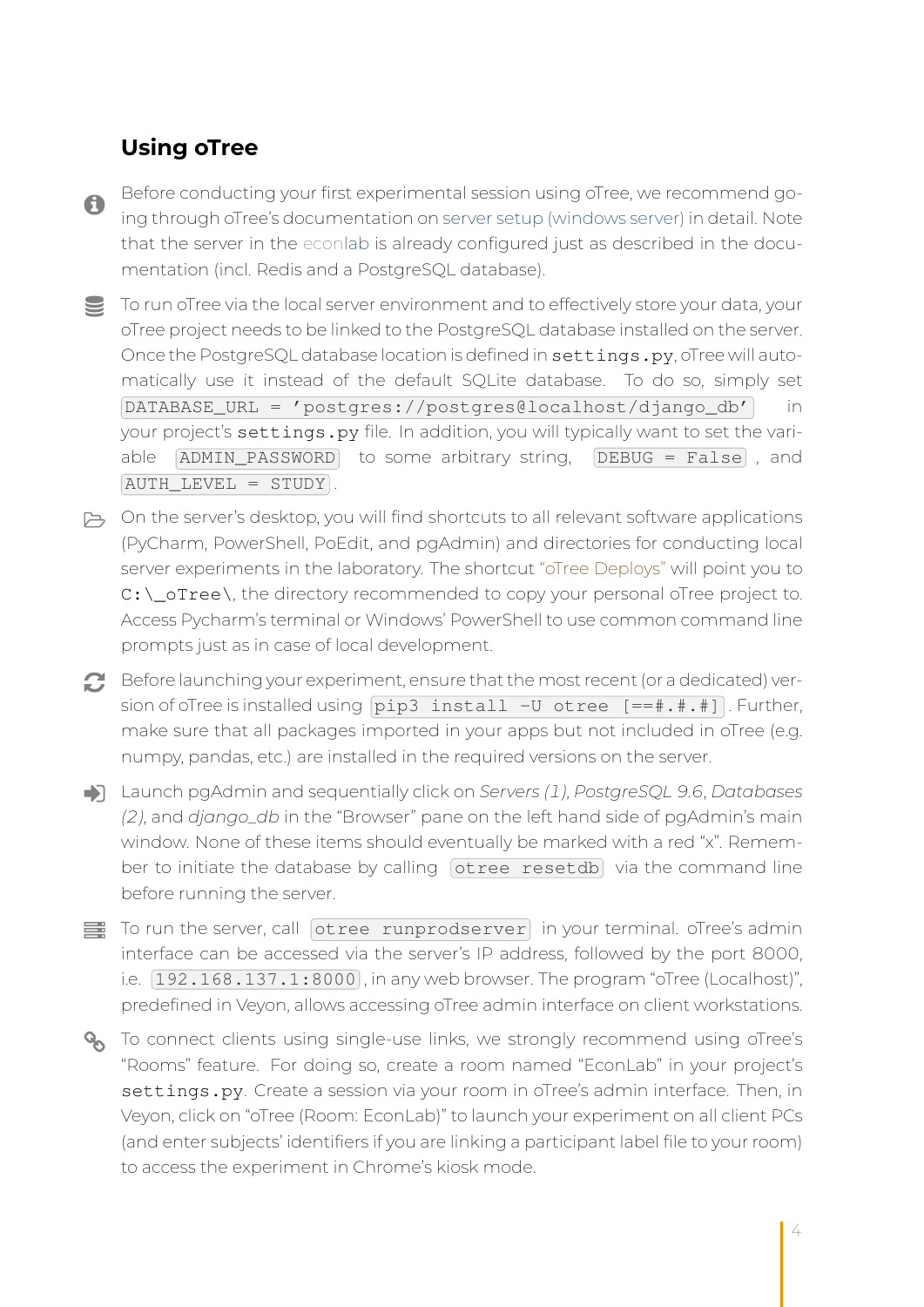## Using oTree

Before conducting your first experimental session using oTree, we recommend going through oTree's documentation on server setup (windows server) in detail. Note that the server in the econlab is already configured just as described in the documentation (incl. Redis and a PostgreSQL database).

To run oTree via the local server environment and to effectively store your data, your oTree project needs to be linked to the PostgreSQL database installed on the server. Once the PostgreSQL database location is defined in `settings.py`, oTree will automatically use it instead of the default SQLite database. To do so, simply set `DATABASE_URL = 'postgres://postgres@localhost/django_db'` in your project's `settings.py` file. In addition, you will typically want to set the variable `ADMIN_PASSWORD` to some arbitrary string, `DEBUG = False`, and `AUTH_LEVEL = STUDY`.

On the server's desktop, you will find shortcuts to all relevant software applications (PyCharm, PowerShell, PoEdit, and pgAdmin) and directories for conducting local server experiments in the laboratory. The shortcut "oTree Deploys" will point you to `C:\_oTree\`, the directory recommended to copy your personal oTree project to. Access Pycharm's terminal or Windows' PowerShell to use common command line prompts just as in case of local development.

Before launching your experiment, ensure that the most recent (or a dedicated) version of oTree is installed using `pip3 install -U otree [==#.#.#]`. Further, make sure that all packages imported in your apps but not included in oTree (e.g. numpy, pandas, etc.) are installed in the required versions on the server.

Launch pgAdmin and sequentially click on *Servers (1)*, *PostgreSQL 9.6*, *Databases (2)*, and *django_db* in the "Browser" pane on the left hand side of pgAdmin's main window. None of these items should eventually be marked with a red "x". Remember to initiate the database by calling `otree resetdb` via the command line before running the server.

To run the server, call `otree runprodserver` in your terminal. oTree's admin interface can be accessed via the server's IP address, followed by the port 8000, i.e. `192.168.137.1:8000`, in any web browser. The program "oTree (Localhost)", predefined in Veyon, allows accessing oTree admin interface on client workstations.

To connect clients using single-use links, we strongly recommend using oTree's "Rooms" feature. For doing so, create a room named "EconLab" in your project's `settings.py`. Create a session via your room in oTree's admin interface. Then, in Veyon, click on "oTree (Room: EconLab)" to launch your experiment on all client PCs (and enter subjects' identifiers if you are linking a participant label file to your room) to access the experiment in Chrome's kiosk mode.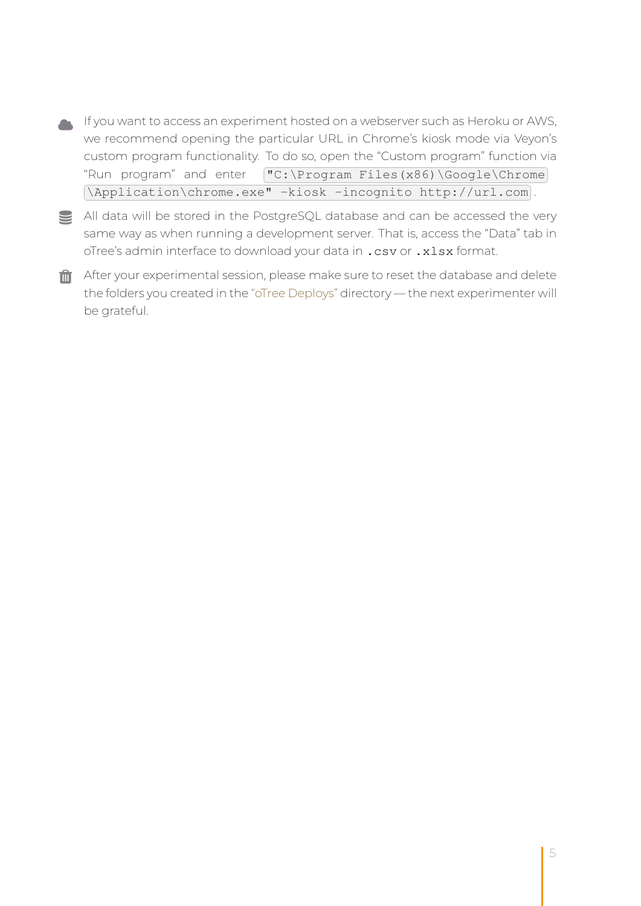- If you want to access an experiment hosted on a webserver such as Heroku or AWS, we recommend opening the particular URL in Chrome's kiosk mode via Veyon's custom program functionality. To do so, open the "Custom program" function via "Run program" and enter `"C:\Program Files(x86)\Google\Chrome\Application\chrome.exe" -kiosk -incognito http://url.com`.
- All data will be stored in the PostgreSQL database and can be accessed the very same way as when running a development server. That is, access the "Data" tab in oTree's admin interface to download your data in `.csv` or `.xlsx` format.
- After your experimental session, please make sure to reset the database and delete the folders you created in the "oTree Deploys" directory — the next experimenter will be grateful.